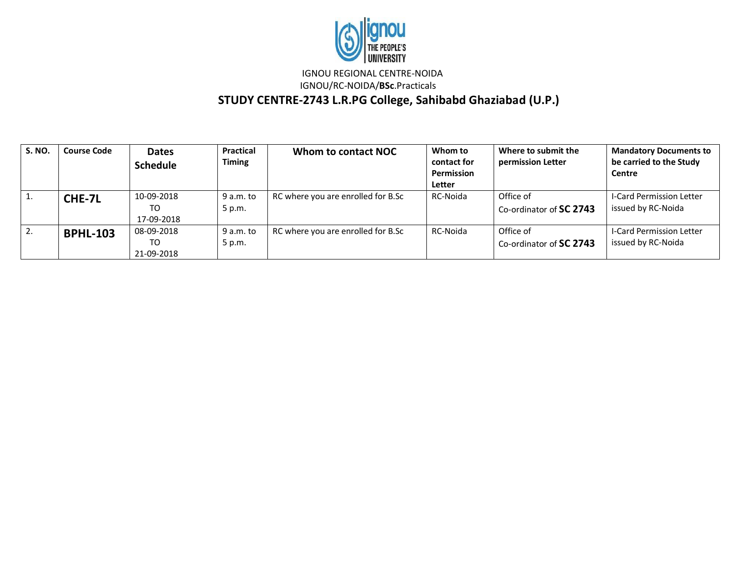IGNOU REGIONAL CENTRE-NOIDA

IGNOU/RC-NOIDA/**BSc**.Practicals

## STUDY CENTRE-2743 L.R.PG College, Sahibabd Ghaziabad (U.P.)

| S. NO. | Course Code | Dates Schedule | Practical Timing | Whom to contact NOC | Whom to contact for Permission Letter | Where to submit the permission Letter | Mandatory Documents to be carried to the Study Centre |
|---|---|---|---|---|---|---|---|
| 1. | **CHE-7L** | 10-09-2018 TO 17-09-2018 | 9 a.m. to 5 p.m. | RC where you are enrolled for B.Sc | RC-Noida | Office of Co-ordinator of **SC 2743** | I-Card Permission Letter issued by RC-Noida |
| 2. | **BPHL-103** | 08-09-2018 TO 21-09-2018 | 9 a.m. to 5 p.m. | RC where you are enrolled for B.Sc | RC-Noida | Office of Co-ordinator of **SC 2743** | I-Card Permission Letter issued by RC-Noida |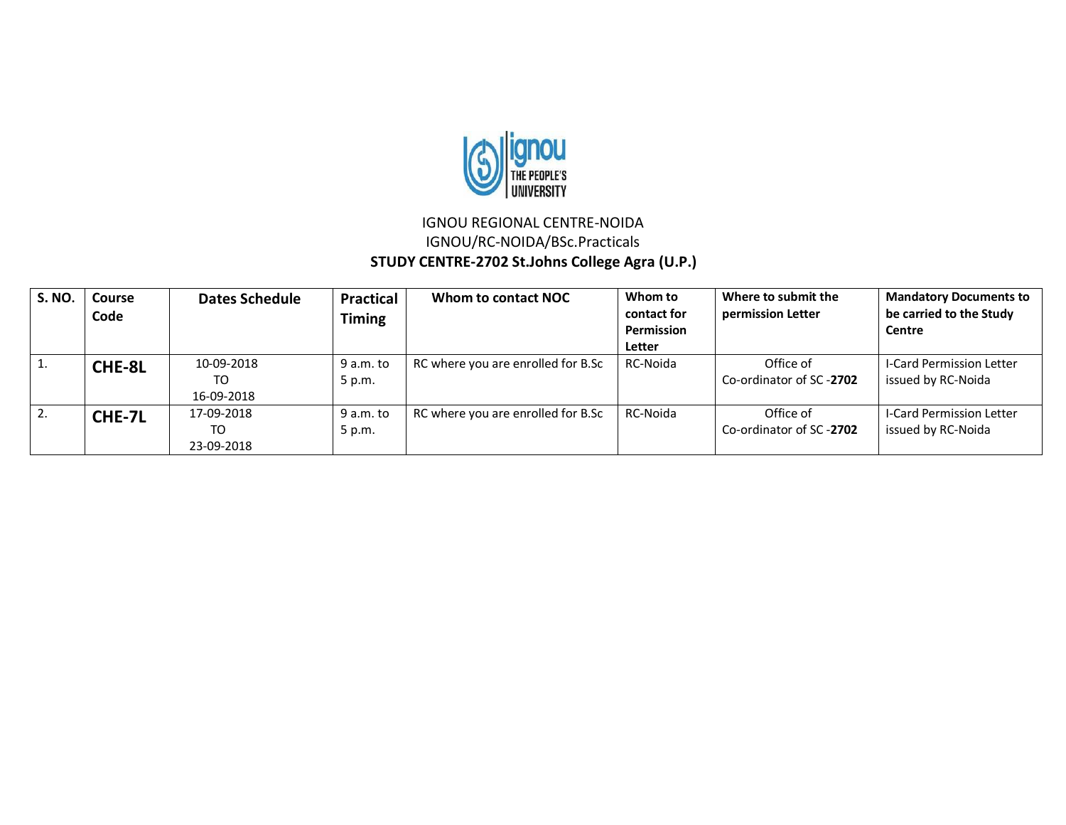IGNOU REGIONAL CENTRE-NOIDA

IGNOU/RC-NOIDA/BSc.Practicals

**STUDY CENTRE-2702 St.Johns College Agra (U.P.)**

| S. NO. | Course Code | Dates Schedule | Practical Timing | Whom to contact NOC | Whom to contact for Permission Letter | Where to submit the permission Letter | Mandatory Documents to be carried to the Study Centre |
|---|---|---|---|---|---|---|---|
| 1. | **CHE-8L** | 10-09-2018 TO 16-09-2018 | 9 a.m. to 5 p.m. | RC where you are enrolled for B.Sc | RC-Noida | Office of Co-ordinator of SC -**2702** | I-Card Permission Letter issued by RC-Noida |
| 2. | **CHE-7L** | 17-09-2018 TO 23-09-2018 | 9 a.m. to 5 p.m. | RC where you are enrolled for B.Sc | RC-Noida | Office of Co-ordinator of SC -**2702** | I-Card Permission Letter issued by RC-Noida |